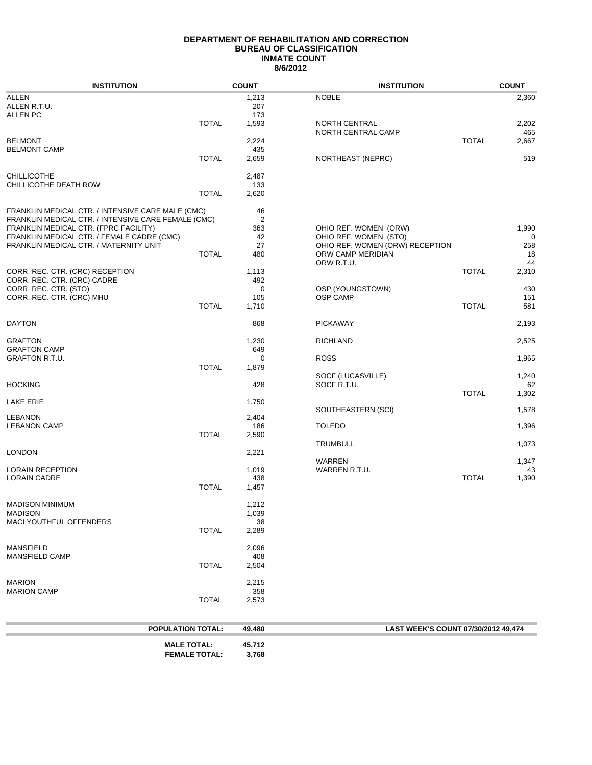# DEPARTMENT OF REHABILITATION AND CORRECTION
## BUREAU OF CLASSIFICATION
## INMATE COUNT
## 8/6/2012

| INSTITUTION | | COUNT |
|---|---|---|
| ALLEN | | 1,213 |
| ALLEN R.T.U. | | 207 |
| ALLEN PC | | 173 |
| | TOTAL | 1,593 |
| BELMONT | | 2,224 |
| BELMONT CAMP | | 435 |
| | TOTAL | 2,659 |
| CHILLICOTHE | | 2,487 |
| CHILLICOTHE DEATH ROW | | 133 |
| | TOTAL | 2,620 |
| FRANKLIN MEDICAL CTR. / INTENSIVE CARE MALE (CMC) | | 46 |
| FRANKLIN MEDICAL CTR. / INTENSIVE CARE FEMALE (CMC) | | 2 |
| FRANKLIN MEDICAL CTR. (FPRC FACILITY) | | 363 |
| FRANKLIN MEDICAL CTR. / FEMALE CADRE (CMC) | | 42 |
| FRANKLIN MEDICAL CTR. / MATERNITY UNIT | | 27 |
| | TOTAL | 480 |
| CORR. REC. CTR. (CRC) RECEPTION | | 1,113 |
| CORR. REC. CTR. (CRC) CADRE | | 492 |
| CORR. REC. CTR. (STO) | | 0 |
| CORR. REC. CTR. (CRC) MHU | | 105 |
| | TOTAL | 1,710 |
| DAYTON | | 868 |
| GRAFTON | | 1,230 |
| GRAFTON CAMP | | 649 |
| GRAFTON R.T.U. | | 0 |
| | TOTAL | 1,879 |
| HOCKING | | 428 |
| LAKE ERIE | | 1,750 |
| LEBANON | | 2,404 |
| LEBANON CAMP | | 186 |
| | TOTAL | 2,590 |
| LONDON | | 2,221 |
| LORAIN RECEPTION | | 1,019 |
| LORAIN CADRE | | 438 |
| | TOTAL | 1,457 |
| MADISON MINIMUM | | 1,212 |
| MADISON | | 1,039 |
| MACI YOUTHFUL OFFENDERS | | 38 |
| | TOTAL | 2,289 |
| MANSFIELD | | 2,096 |
| MANSFIELD CAMP | | 408 |
| | TOTAL | 2,504 |
| MARION | | 2,215 |
| MARION CAMP | | 358 |
| | TOTAL | 2,573 |
| NOBLE | | 2,360 |
| NORTH CENTRAL | | 2,202 |
| NORTH CENTRAL CAMP | | 465 |
| | TOTAL | 2,667 |
| NORTHEAST (NEPRC) | | 519 |
| OHIO REF. WOMEN (ORW) | | 1,990 |
| OHIO REF. WOMEN (STO) | | 0 |
| OHIO REF. WOMEN (ORW) RECEPTION | | 258 |
| ORW CAMP MERIDIAN | | 18 |
| ORW R.T.U. | | 44 |
| | TOTAL | 2,310 |
| OSP (YOUNGSTOWN) | | 430 |
| OSP CAMP | | 151 |
| | TOTAL | 581 |
| PICKAWAY | | 2,193 |
| RICHLAND | | 2,525 |
| ROSS | | 1,965 |
| SOCF (LUCASVILLE) | | 1,240 |
| SOCF R.T.U. | | 62 |
| | TOTAL | 1,302 |
| SOUTHEASTERN (SCI) | | 1,578 |
| TOLEDO | | 1,396 |
| TRUMBULL | | 1,073 |
| WARREN | | 1,347 |
| WARREN R.T.U. | | 43 |
| | TOTAL | 1,390 |

**POPULATION TOTAL: 49,480**

**LAST WEEK'S COUNT 07/30/2012 49,474**

**MALE TOTAL: 45,712**

**FEMALE TOTAL: 3,768**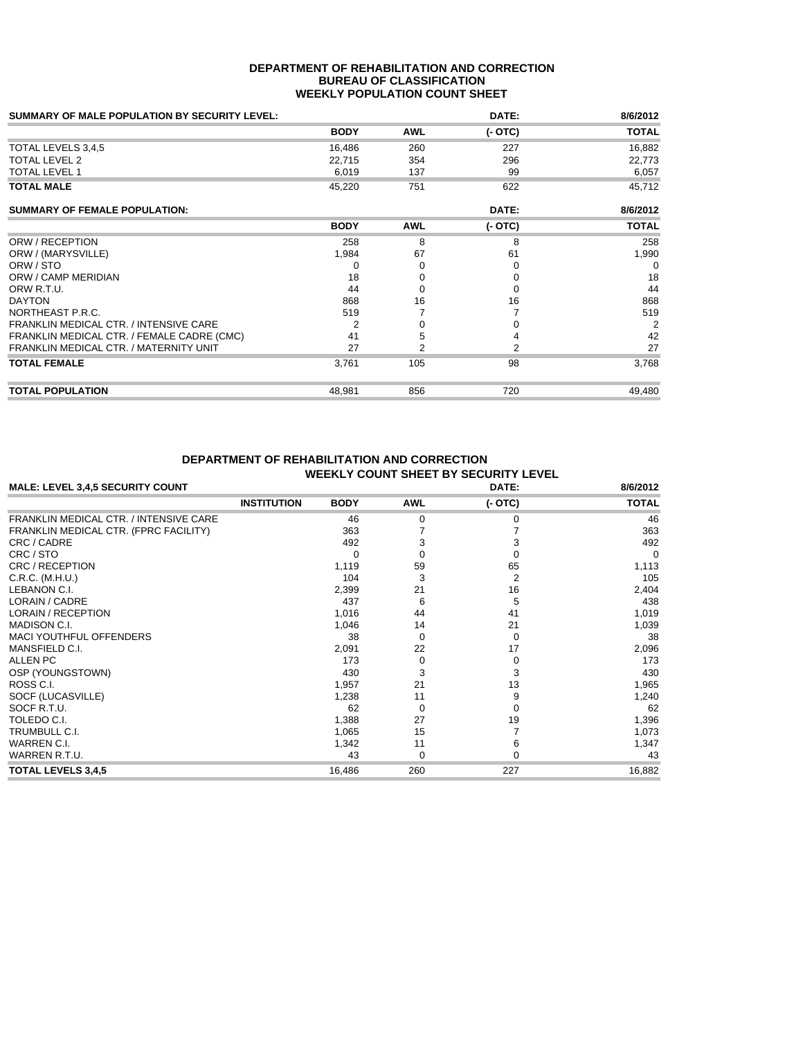**DEPARTMENT OF REHABILITATION AND CORRECTION**
**BUREAU OF CLASSIFICATION**
**WEEKLY POPULATION COUNT SHEET**

| SUMMARY OF MALE POPULATION BY SECURITY LEVEL: | | | DATE: | 8/6/2012 |
|---|---|---|---|---|
| | BODY | AWL | (- OTC) | TOTAL |
| TOTAL LEVELS 3,4,5 | 16,486 | 260 | 227 | 16,882 |
| TOTAL LEVEL 2 | 22,715 | 354 | 296 | 22,773 |
| TOTAL LEVEL 1 | 6,019 | 137 | 99 | 6,057 |
| **TOTAL MALE** | 45,220 | 751 | 622 | 45,712 |

| SUMMARY OF FEMALE POPULATION: | | | DATE: | 8/6/2012 |
|---|---|---|---|---|
| | BODY | AWL | (- OTC) | TOTAL |
| ORW / RECEPTION | 258 | 8 | 8 | 258 |
| ORW / (MARYSVILLE) | 1,984 | 67 | 61 | 1,990 |
| ORW / STO | 0 | 0 | 0 | 0 |
| ORW / CAMP MERIDIAN | 18 | 0 | 0 | 18 |
| ORW R.T.U. | 44 | 0 | 0 | 44 |
| DAYTON | 868 | 16 | 16 | 868 |
| NORTHEAST P.R.C. | 519 | 7 | 7 | 519 |
| FRANKLIN MEDICAL CTR. / INTENSIVE CARE | 2 | 0 | 0 | 2 |
| FRANKLIN MEDICAL CTR. / FEMALE CADRE (CMC) | 41 | 5 | 4 | 42 |
| FRANKLIN MEDICAL CTR. / MATERNITY UNIT | 27 | 2 | 2 | 27 |
| **TOTAL FEMALE** | 3,761 | 105 | 98 | 3,768 |
| **TOTAL POPULATION** | 48,981 | 856 | 720 | 49,480 |

**DEPARTMENT OF REHABILITATION AND CORRECTION**
**WEEKLY COUNT SHEET BY SECURITY LEVEL**

| MALE: LEVEL 3,4,5 SECURITY COUNT | | | DATE: | 8/6/2012 |
|---|---|---|---|---|
| INSTITUTION | BODY | AWL | (- OTC) | TOTAL |
| FRANKLIN MEDICAL CTR. / INTENSIVE CARE | 46 | 0 | 0 | 46 |
| FRANKLIN MEDICAL CTR. (FPRC FACILITY) | 363 | 7 | 7 | 363 |
| CRC / CADRE | 492 | 3 | 3 | 492 |
| CRC / STO | 0 | 0 | 0 | 0 |
| CRC / RECEPTION | 1,119 | 59 | 65 | 1,113 |
| C.R.C. (M.H.U.) | 104 | 3 | 2 | 105 |
| LEBANON C.I. | 2,399 | 21 | 16 | 2,404 |
| LORAIN / CADRE | 437 | 6 | 5 | 438 |
| LORAIN / RECEPTION | 1,016 | 44 | 41 | 1,019 |
| MADISON C.I. | 1,046 | 14 | 21 | 1,039 |
| MACI YOUTHFUL OFFENDERS | 38 | 0 | 0 | 38 |
| MANSFIELD C.I. | 2,091 | 22 | 17 | 2,096 |
| ALLEN PC | 173 | 0 | 0 | 173 |
| OSP (YOUNGSTOWN) | 430 | 3 | 3 | 430 |
| ROSS C.I. | 1,957 | 21 | 13 | 1,965 |
| SOCF (LUCASVILLE) | 1,238 | 11 | 9 | 1,240 |
| SOCF R.T.U. | 62 | 0 | 0 | 62 |
| TOLEDO C.I. | 1,388 | 27 | 19 | 1,396 |
| TRUMBULL C.I. | 1,065 | 15 | 7 | 1,073 |
| WARREN C.I. | 1,342 | 11 | 6 | 1,347 |
| WARREN R.T.U. | 43 | 0 | 0 | 43 |
| **TOTAL LEVELS 3,4,5** | 16,486 | 260 | 227 | 16,882 |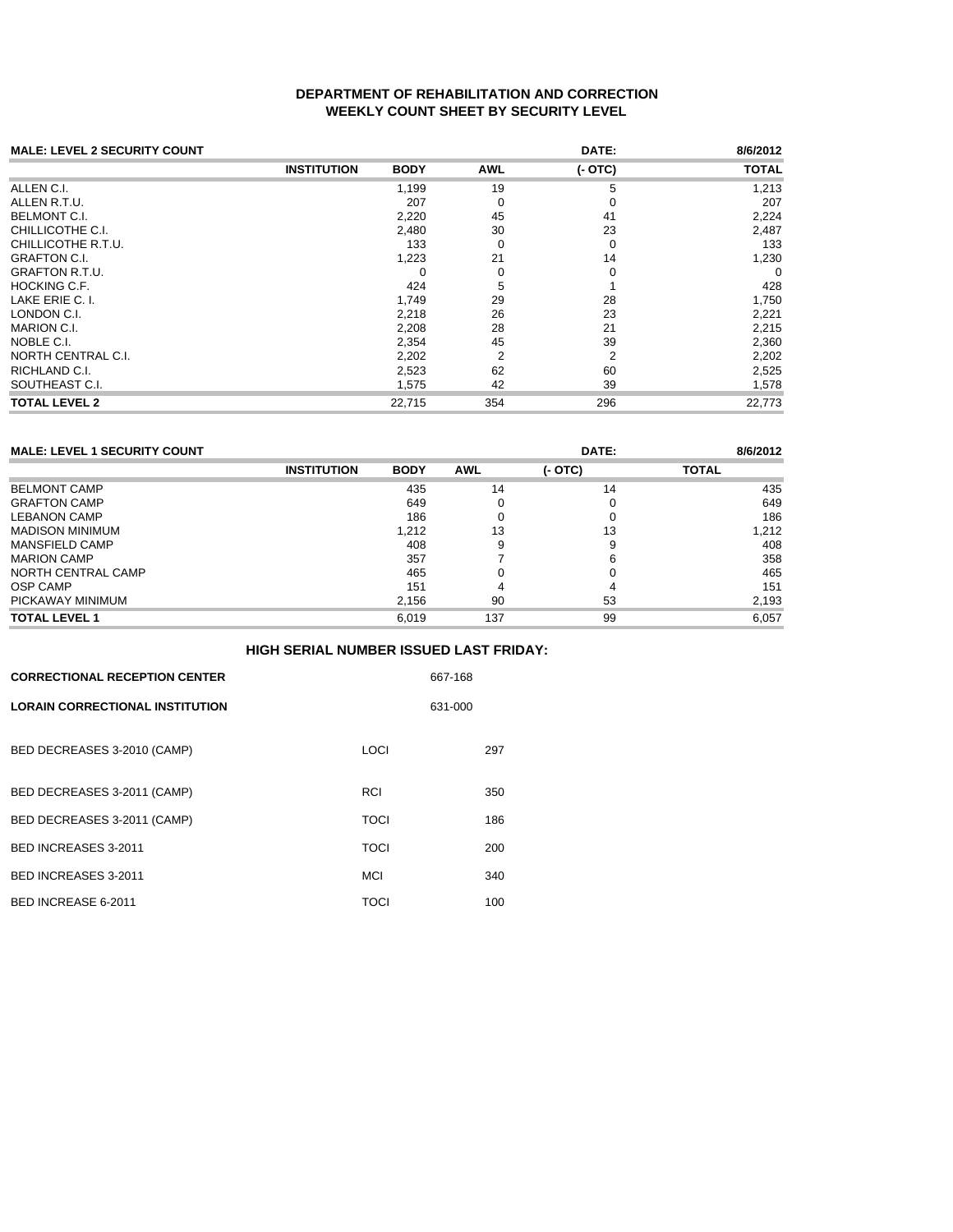# DEPARTMENT OF REHABILITATION AND CORRECTION
## WEEKLY COUNT SHEET BY SECURITY LEVEL

**MALE: LEVEL 2 SECURITY COUNT** — **DATE: 8/6/2012**

| INSTITUTION | BODY | AWL | (- OTC) | TOTAL |
|---|---|---|---|---|
| ALLEN C.I. | 1,199 | 19 | 5 | 1,213 |
| ALLEN R.T.U. | 207 | 0 | 0 | 207 |
| BELMONT C.I. | 2,220 | 45 | 41 | 2,224 |
| CHILLICOTHE C.I. | 2,480 | 30 | 23 | 2,487 |
| CHILLICOTHE R.T.U. | 133 | 0 | 0 | 133 |
| GRAFTON C.I. | 1,223 | 21 | 14 | 1,230 |
| GRAFTON R.T.U. | 0 | 0 | 0 | 0 |
| HOCKING C.F. | 424 | 5 | 1 | 428 |
| LAKE ERIE C. I. | 1,749 | 29 | 28 | 1,750 |
| LONDON C.I. | 2,218 | 26 | 23 | 2,221 |
| MARION C.I. | 2,208 | 28 | 21 | 2,215 |
| NOBLE C.I. | 2,354 | 45 | 39 | 2,360 |
| NORTH CENTRAL C.I. | 2,202 | 2 | 2 | 2,202 |
| RICHLAND C.I. | 2,523 | 62 | 60 | 2,525 |
| SOUTHEAST C.I. | 1,575 | 42 | 39 | 1,578 |
| **TOTAL LEVEL 2** | 22,715 | 354 | 296 | 22,773 |

**MALE: LEVEL 1 SECURITY COUNT** — **DATE: 8/6/2012**

| INSTITUTION | BODY | AWL | (- OTC) | TOTAL |
|---|---|---|---|---|
| BELMONT CAMP | 435 | 14 | 14 | 435 |
| GRAFTON CAMP | 649 | 0 | 0 | 649 |
| LEBANON CAMP | 186 | 0 | 0 | 186 |
| MADISON MINIMUM | 1,212 | 13 | 13 | 1,212 |
| MANSFIELD CAMP | 408 | 9 | 9 | 408 |
| MARION CAMP | 357 | 7 | 6 | 358 |
| NORTH CENTRAL CAMP | 465 | 0 | 0 | 465 |
| OSP CAMP | 151 | 4 | 4 | 151 |
| PICKAWAY MINIMUM | 2,156 | 90 | 53 | 2,193 |
| **TOTAL LEVEL 1** | 6,019 | 137 | 99 | 6,057 |

## HIGH SERIAL NUMBER ISSUED LAST FRIDAY:

| | |
|---|---|
| **CORRECTIONAL RECEPTION CENTER** | 667-168 |
| **LORAIN CORRECTIONAL INSTITUTION** | 631-000 |

| | | |
|---|---|---|
| BED DECREASES 3-2010 (CAMP) | LOCI | 297 |
| BED DECREASES 3-2011 (CAMP) | RCI | 350 |
| BED DECREASES 3-2011 (CAMP) | TOCI | 186 |
| BED INCREASES 3-2011 | TOCI | 200 |
| BED INCREASES 3-2011 | MCI | 340 |
| BED INCREASE 6-2011 | TOCI | 100 |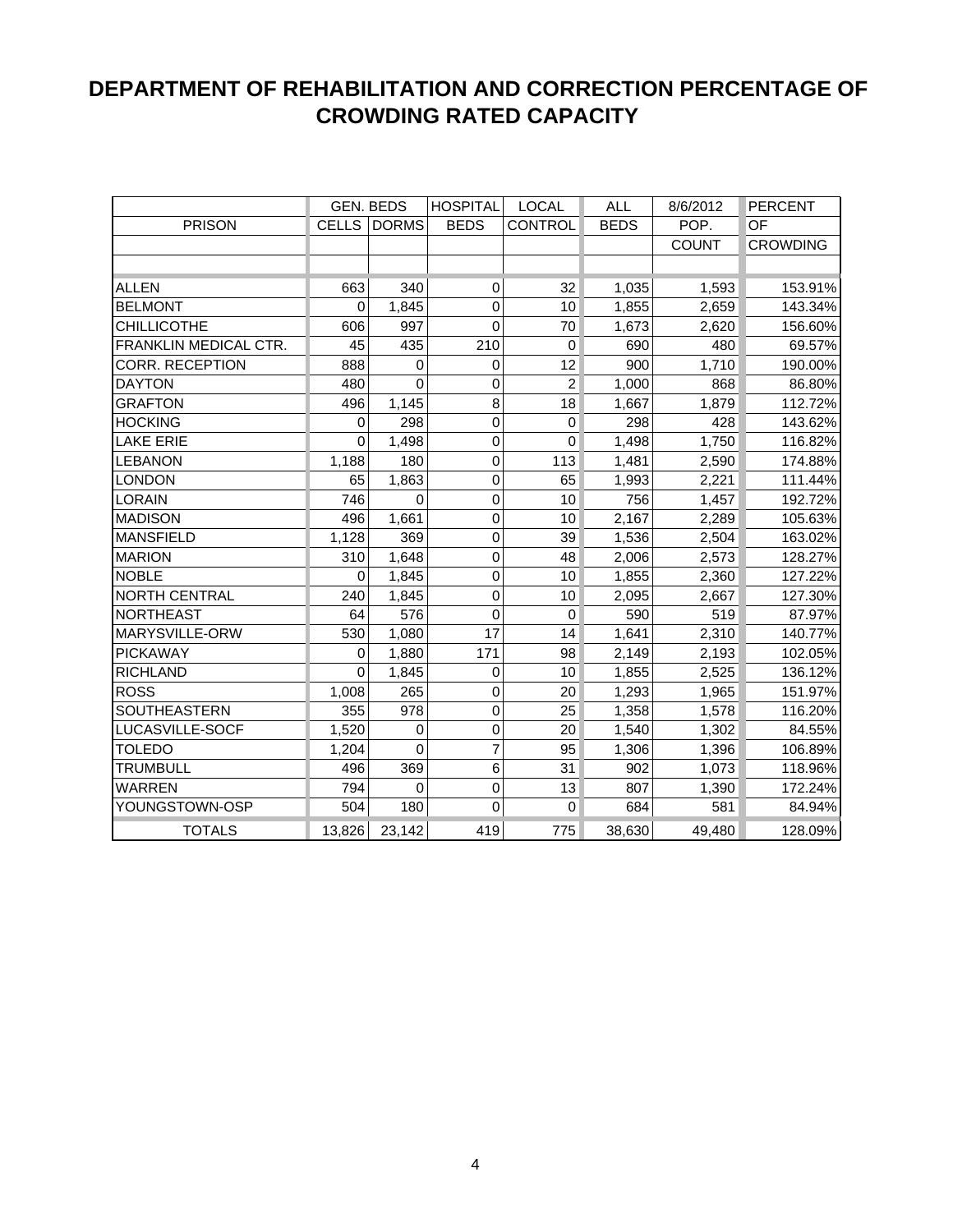# DEPARTMENT OF REHABILITATION AND CORRECTION PERCENTAGE OF CROWDING RATED CAPACITY

| | GEN. BEDS | | HOSPITAL | LOCAL | ALL | 8/6/2012 | PERCENT |
|---|---|---|---|---|---|---|---|
| PRISON | CELLS | DORMS | BEDS | CONTROL | BEDS | POP. | OF |
| | | | | | | COUNT | CROWDING |
| ALLEN | 663 | 340 | 0 | 32 | 1,035 | 1,593 | 153.91% |
| BELMONT | 0 | 1,845 | 0 | 10 | 1,855 | 2,659 | 143.34% |
| CHILLICOTHE | 606 | 997 | 0 | 70 | 1,673 | 2,620 | 156.60% |
| FRANKLIN MEDICAL CTR. | 45 | 435 | 210 | 0 | 690 | 480 | 69.57% |
| CORR. RECEPTION | 888 | 0 | 0 | 12 | 900 | 1,710 | 190.00% |
| DAYTON | 480 | 0 | 0 | 2 | 1,000 | 868 | 86.80% |
| GRAFTON | 496 | 1,145 | 8 | 18 | 1,667 | 1,879 | 112.72% |
| HOCKING | 0 | 298 | 0 | 0 | 298 | 428 | 143.62% |
| LAKE ERIE | 0 | 1,498 | 0 | 0 | 1,498 | 1,750 | 116.82% |
| LEBANON | 1,188 | 180 | 0 | 113 | 1,481 | 2,590 | 174.88% |
| LONDON | 65 | 1,863 | 0 | 65 | 1,993 | 2,221 | 111.44% |
| LORAIN | 746 | 0 | 0 | 10 | 756 | 1,457 | 192.72% |
| MADISON | 496 | 1,661 | 0 | 10 | 2,167 | 2,289 | 105.63% |
| MANSFIELD | 1,128 | 369 | 0 | 39 | 1,536 | 2,504 | 163.02% |
| MARION | 310 | 1,648 | 0 | 48 | 2,006 | 2,573 | 128.27% |
| NOBLE | 0 | 1,845 | 0 | 10 | 1,855 | 2,360 | 127.22% |
| NORTH CENTRAL | 240 | 1,845 | 0 | 10 | 2,095 | 2,667 | 127.30% |
| NORTHEAST | 64 | 576 | 0 | 0 | 590 | 519 | 87.97% |
| MARYSVILLE-ORW | 530 | 1,080 | 17 | 14 | 1,641 | 2,310 | 140.77% |
| PICKAWAY | 0 | 1,880 | 171 | 98 | 2,149 | 2,193 | 102.05% |
| RICHLAND | 0 | 1,845 | 0 | 10 | 1,855 | 2,525 | 136.12% |
| ROSS | 1,008 | 265 | 0 | 20 | 1,293 | 1,965 | 151.97% |
| SOUTHEASTERN | 355 | 978 | 0 | 25 | 1,358 | 1,578 | 116.20% |
| LUCASVILLE-SOCF | 1,520 | 0 | 0 | 20 | 1,540 | 1,302 | 84.55% |
| TOLEDO | 1,204 | 0 | 7 | 95 | 1,306 | 1,396 | 106.89% |
| TRUMBULL | 496 | 369 | 6 | 31 | 902 | 1,073 | 118.96% |
| WARREN | 794 | 0 | 0 | 13 | 807 | 1,390 | 172.24% |
| YOUNGSTOWN-OSP | 504 | 180 | 0 | 0 | 684 | 581 | 84.94% |
| TOTALS | 13,826 | 23,142 | 419 | 775 | 38,630 | 49,480 | 128.09% |